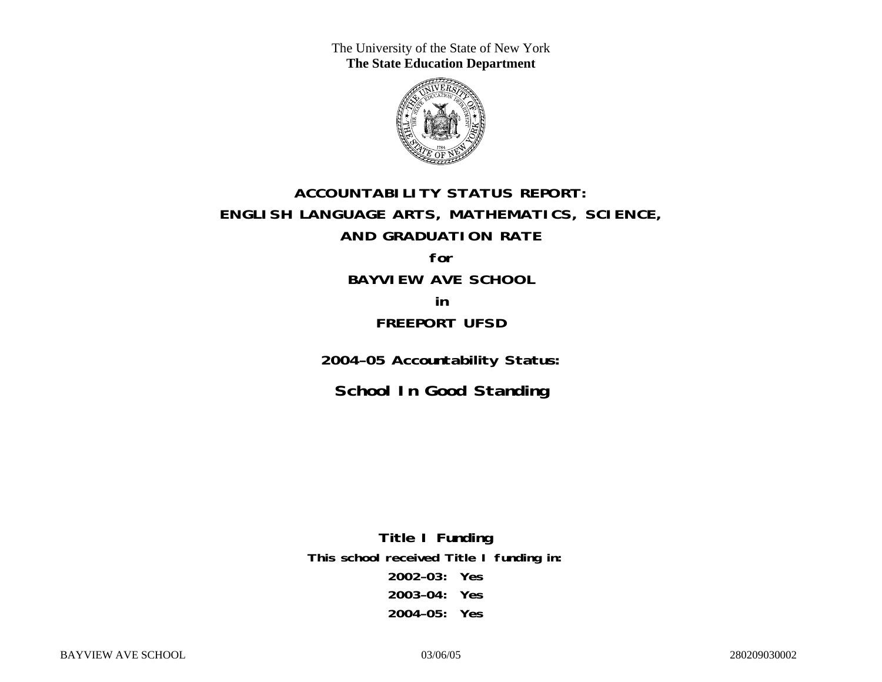The University of the State of New York
**The State Education Department**

# ACCOUNTABILITY STATUS REPORT:
# ENGLISH LANGUAGE ARTS, MATHEMATICS, SCIENCE,
# AND GRADUATION RATE

**for**

## BAYVIEW AVE SCHOOL

**in**

## FREEPORT UFSD

**2004–05 Accountability Status:**

## School In Good Standing

**Title I Funding**

**This school received Title I funding in:**

**2002–03: Yes**

**2003–04: Yes**

**2004–05: Yes**

BAYVIEW AVE SCHOOL 03/06/05 280209030002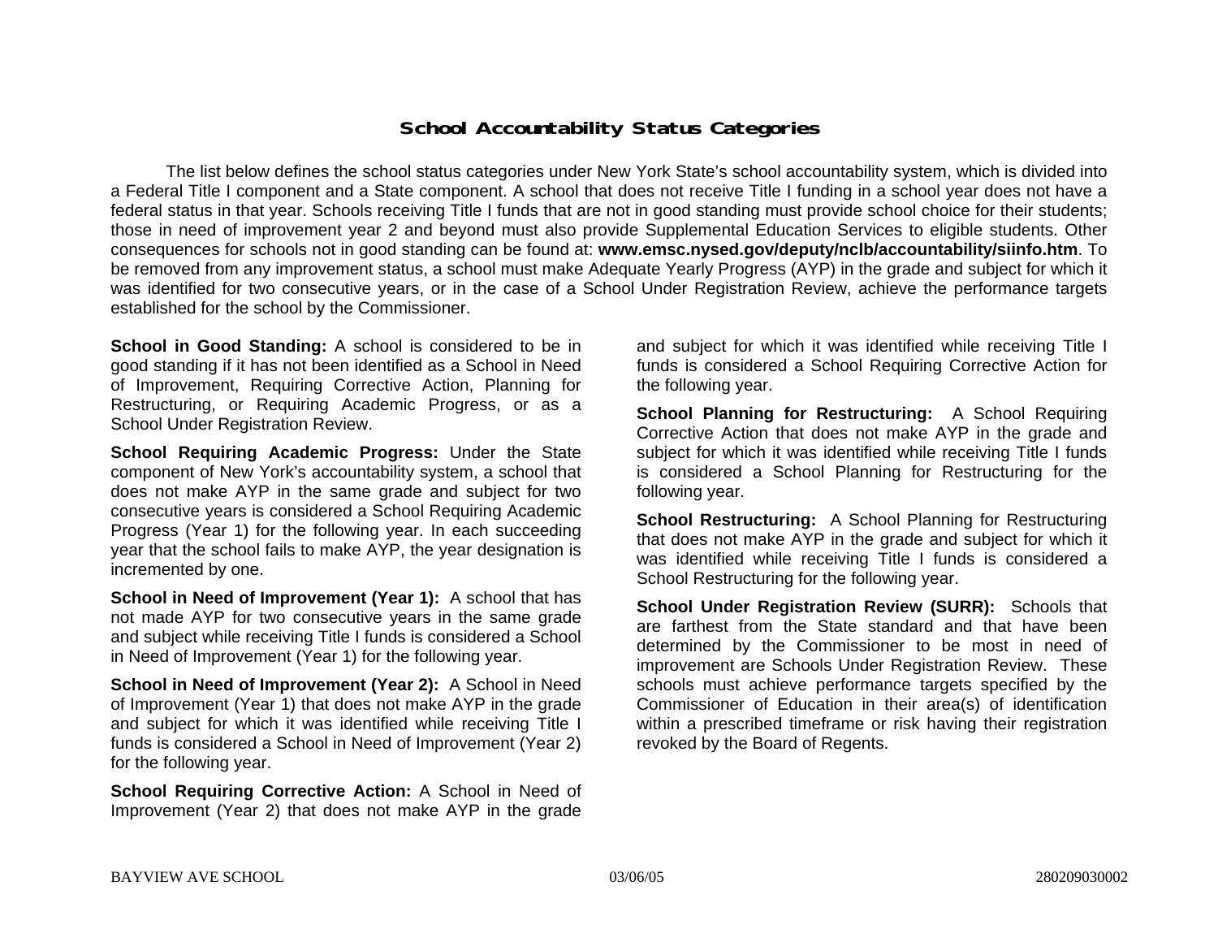# School Accountability Status Categories

The list below defines the school status categories under New York State's school accountability system, which is divided into a Federal Title I component and a State component. A school that does not receive Title I funding in a school year does not have a federal status in that year. Schools receiving Title I funds that are not in good standing must provide school choice for their students; those in need of improvement year 2 and beyond must also provide Supplemental Education Services to eligible students. Other consequences for schools not in good standing can be found at: **www.emsc.nysed.gov/deputy/nclb/accountability/siinfo.htm**. To be removed from any improvement status, a school must make Adequate Yearly Progress (AYP) in the grade and subject for which it was identified for two consecutive years, or in the case of a School Under Registration Review, achieve the performance targets established for the school by the Commissioner.

**School in Good Standing:** A school is considered to be in good standing if it has not been identified as a School in Need of Improvement, Requiring Corrective Action, Planning for Restructuring, or Requiring Academic Progress, or as a School Under Registration Review.

**School Requiring Academic Progress:** Under the State component of New York's accountability system, a school that does not make AYP in the same grade and subject for two consecutive years is considered a School Requiring Academic Progress (Year 1) for the following year. In each succeeding year that the school fails to make AYP, the year designation is incremented by one.

**School in Need of Improvement (Year 1):** A school that has not made AYP for two consecutive years in the same grade and subject while receiving Title I funds is considered a School in Need of Improvement (Year 1) for the following year.

**School in Need of Improvement (Year 2):** A School in Need of Improvement (Year 1) that does not make AYP in the grade and subject for which it was identified while receiving Title I funds is considered a School in Need of Improvement (Year 2) for the following year.

**School Requiring Corrective Action:** A School in Need of Improvement (Year 2) that does not make AYP in the grade and subject for which it was identified while receiving Title I funds is considered a School Requiring Corrective Action for the following year.

**School Planning for Restructuring:** A School Requiring Corrective Action that does not make AYP in the grade and subject for which it was identified while receiving Title I funds is considered a School Planning for Restructuring for the following year.

**School Restructuring:** A School Planning for Restructuring that does not make AYP in the grade and subject for which it was identified while receiving Title I funds is considered a School Restructuring for the following year.

**School Under Registration Review (SURR):** Schools that are farthest from the State standard and that have been determined by the Commissioner to be most in need of improvement are Schools Under Registration Review. These schools must achieve performance targets specified by the Commissioner of Education in their area(s) of identification within a prescribed timeframe or risk having their registration revoked by the Board of Regents.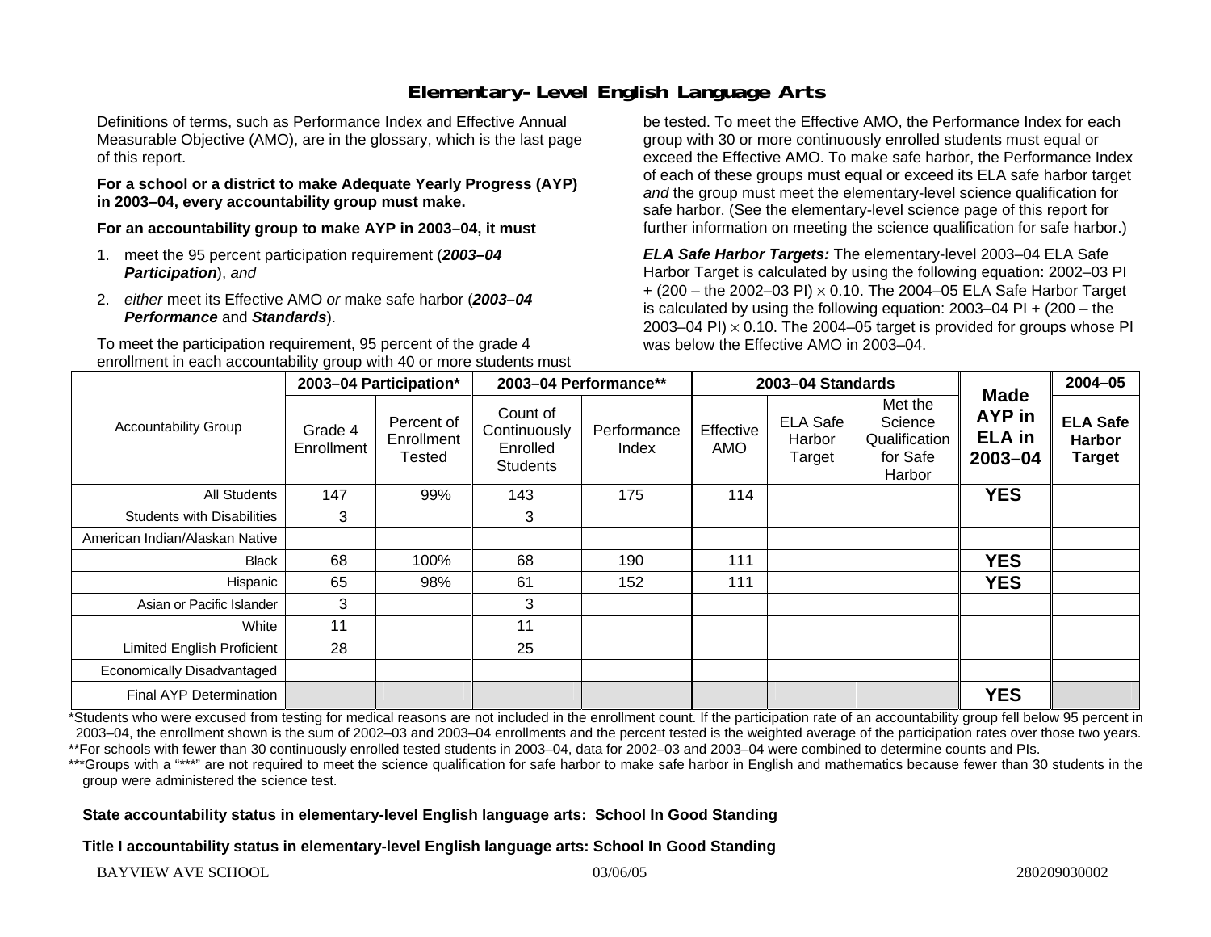# Elementary-Level English Language Arts

Definitions of terms, such as Performance Index and Effective Annual Measurable Objective (AMO), are in the glossary, which is the last page of this report.

**For a school or a district to make Adequate Yearly Progress (AYP) in 2003–04, every accountability group must make.**

**For an accountability group to make AYP in 2003–04, it must**

1. meet the 95 percent participation requirement (***2003–04 Participation***), *and*
2. *either* meet its Effective AMO *or* make safe harbor (***2003–04 Performance*** and ***Standards***).

To meet the participation requirement, 95 percent of the grade 4 enrollment in each accountability group with 40 or more students must be tested. To meet the Effective AMO, the Performance Index for each group with 30 or more continuously enrolled students must equal or exceed the Effective AMO. To make safe harbor, the Performance Index of each of these groups must equal or exceed its ELA safe harbor target *and* the group must meet the elementary-level science qualification for safe harbor. (See the elementary-level science page of this report for further information on meeting the science qualification for safe harbor.)

***ELA Safe Harbor Targets:*** The elementary-level 2003–04 ELA Safe Harbor Target is calculated by using the following equation: 2002–03 PI + (200 – the 2002–03 PI) $\times$ 0.10. The 2004–05 ELA Safe Harbor Target is calculated by using the following equation: 2003–04 PI + (200 – the 2003–04 PI) $\times$ 0.10. The 2004–05 target is provided for groups whose PI was below the Effective AMO in 2003–04.

| Accountability Group | 2003–04 Participation* | | 2003–04 Performance** | | 2003–04 Standards | | | Made AYP in ELA in 2003–04 | 2004–05 |
|---|---|---|---|---|---|---|---|---|---|
| | Grade 4 Enrollment | Percent of Enrollment Tested | Count of Continuously Enrolled Students | Performance Index | Effective AMO | ELA Safe Harbor Target | Met the Science Qualification for Safe Harbor | | ELA Safe Harbor Target |
| All Students | 147 | 99% | 143 | 175 | 114 | | | **YES** | |
| Students with Disabilities | 3 | | 3 | | | | | | |
| American Indian/Alaskan Native | | | | | | | | | |
| Black | 68 | 100% | 68 | 190 | 111 | | | **YES** | |
| Hispanic | 65 | 98% | 61 | 152 | 111 | | | **YES** | |
| Asian or Pacific Islander | 3 | | 3 | | | | | | |
| White | 11 | | 11 | | | | | | |
| Limited English Proficient | 28 | | 25 | | | | | | |
| Economically Disadvantaged | | | | | | | | | |
| Final AYP Determination | | | | | | | | **YES** | |

*Students who were excused from testing for medical reasons are not included in the enrollment count. If the participation rate of an accountability group fell below 95 percent in 2003–04, the enrollment shown is the sum of 2002–03 and 2003–04 enrollments and the percent tested is the weighted average of the participation rates over those two years.
**For schools with fewer than 30 continuously enrolled tested students in 2003–04, data for 2002–03 and 2003–04 were combined to determine counts and PIs.
***Groups with a "***" are not required to meet the science qualification for safe harbor to make safe harbor in English and mathematics because fewer than 30 students in the group were administered the science test.

**State accountability status in elementary-level English language arts: School In Good Standing**

**Title I accountability status in elementary-level English language arts: School In Good Standing**

BAYVIEW AVE SCHOOL 03/06/05 280209030002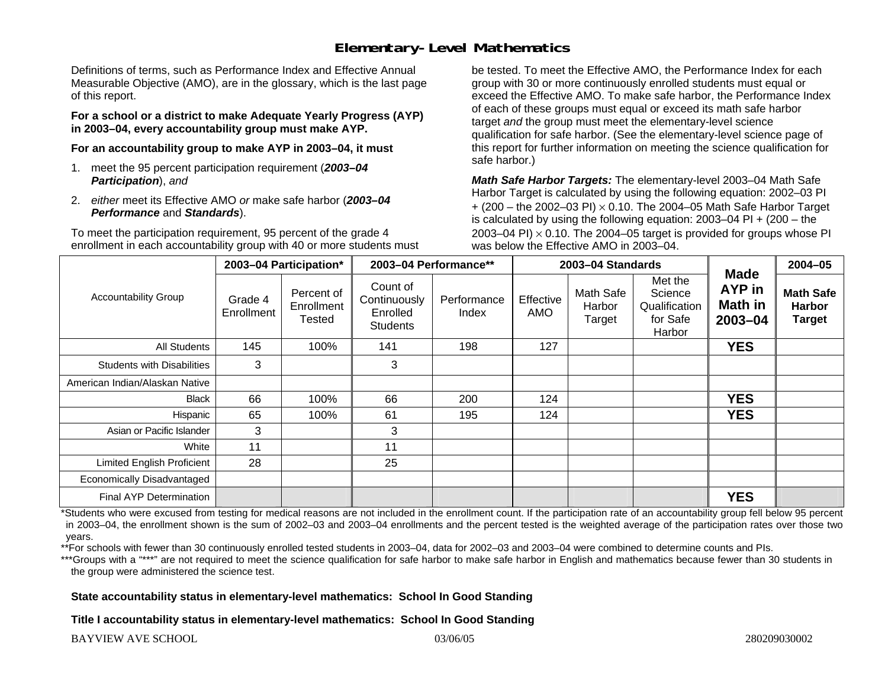# Elementary-Level Mathematics

Definitions of terms, such as Performance Index and Effective Annual Measurable Objective (AMO), are in the glossary, which is the last page of this report.

**For a school or a district to make Adequate Yearly Progress (AYP) in 2003–04, every accountability group must make AYP.**

**For an accountability group to make AYP in 2003–04, it must**

1. meet the 95 percent participation requirement (***2003–04 Participation***), *and*
2. *either* meet its Effective AMO *or* make safe harbor (***2003–04 Performance*** and ***Standards***).

To meet the participation requirement, 95 percent of the grade 4 enrollment in each accountability group with 40 or more students must be tested. To meet the Effective AMO, the Performance Index for each group with 30 or more continuously enrolled students must equal or exceed the Effective AMO. To make safe harbor, the Performance Index of each of these groups must equal or exceed its math safe harbor target *and* the group must meet the elementary-level science qualification for safe harbor. (See the elementary-level science page of this report for further information on meeting the science qualification for safe harbor.)

***Math Safe Harbor Targets:*** The elementary-level 2003–04 Math Safe Harbor Target is calculated by using the following equation: 2002–03 PI + (200 – the 2002–03 PI) $\times$ 0.10. The 2004–05 Math Safe Harbor Target is calculated by using the following equation: 2003–04 PI + (200 – the 2003–04 PI) $\times$ 0.10. The 2004–05 target is provided for groups whose PI was below the Effective AMO in 2003–04.

| Accountability Group | 2003–04 Participation* | | 2003–04 Performance** | | 2003–04 Standards | | | Made AYP in Math in 2003–04 | 2004–05 |
|---|---|---|---|---|---|---|---|---|---|
| | Grade 4 Enrollment | Percent of Enrollment Tested | Count of Continuously Enrolled Students | Performance Index | Effective AMO | Math Safe Harbor Target | Met the Science Qualification for Safe Harbor | | Math Safe Harbor Target |
| All Students | 145 | 100% | 141 | 198 | 127 | | | **YES** | |
| Students with Disabilities | 3 | | 3 | | | | | | |
| American Indian/Alaskan Native | | | | | | | | | |
| Black | 66 | 100% | 66 | 200 | 124 | | | **YES** | |
| Hispanic | 65 | 100% | 61 | 195 | 124 | | | **YES** | |
| Asian or Pacific Islander | 3 | | 3 | | | | | | |
| White | 11 | | 11 | | | | | | |
| Limited English Proficient | 28 | | 25 | | | | | | |
| Economically Disadvantaged | | | | | | | | | |
| Final AYP Determination | | | | | | | | **YES** | |

*Students who were excused from testing for medical reasons are not included in the enrollment count. If the participation rate of an accountability group fell below 95 percent in 2003–04, the enrollment shown is the sum of 2002–03 and 2003–04 enrollments and the percent tested is the weighted average of the participation rates over those two years.

**For schools with fewer than 30 continuously enrolled tested students in 2003–04, data for 2002–03 and 2003–04 were combined to determine counts and PIs.

***Groups with a "***" are not required to meet the science qualification for safe harbor to make safe harbor in English and mathematics because fewer than 30 students in the group were administered the science test.

**State accountability status in elementary-level mathematics: School In Good Standing**

**Title I accountability status in elementary-level mathematics: School In Good Standing**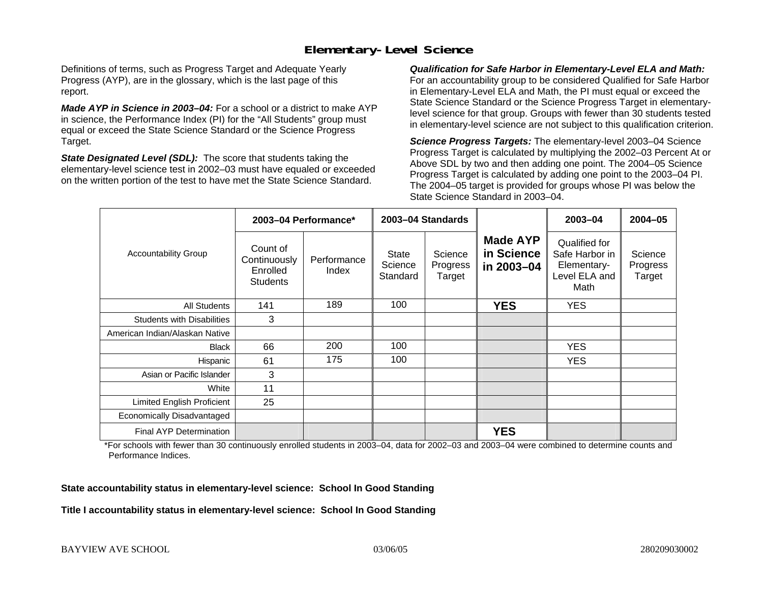# Elementary-Level Science

Definitions of terms, such as Progress Target and Adequate Yearly Progress (AYP), are in the glossary, which is the last page of this report.

***Made AYP in Science in 2003–04:*** For a school or a district to make AYP in science, the Performance Index (PI) for the "All Students" group must equal or exceed the State Science Standard or the Science Progress Target.

***State Designated Level (SDL):*** The score that students taking the elementary-level science test in 2002–03 must have equaled or exceeded on the written portion of the test to have met the State Science Standard.

***Qualification for Safe Harbor in Elementary-Level ELA and Math:*** For an accountability group to be considered Qualified for Safe Harbor in Elementary-Level ELA and Math, the PI must equal or exceed the State Science Standard or the Science Progress Target in elementary-level science for that group. Groups with fewer than 30 students tested in elementary-level science are not subject to this qualification criterion.

***Science Progress Targets:*** The elementary-level 2003–04 Science Progress Target is calculated by multiplying the 2002–03 Percent At or Above SDL by two and then adding one point. The 2004–05 Science Progress Target is calculated by adding one point to the 2003–04 PI. The 2004–05 target is provided for groups whose PI was below the State Science Standard in 2003–04.

| Accountability Group | 2003–04 Performance* | | 2003–04 Standards | | Made AYP in Science in 2003–04 | 2003–04 | 2004–05 |
|---|---|---|---|---|---|---|---|
| | Count of Continuously Enrolled Students | Performance Index | State Science Standard | Science Progress Target | | Qualified for Safe Harbor in Elementary-Level ELA and Math | Science Progress Target |
| All Students | 141 | 189 | 100 | | **YES** | YES | |
| Students with Disabilities | 3 | | | | | | |
| American Indian/Alaskan Native | | | | | | | |
| Black | 66 | 200 | 100 | | | YES | |
| Hispanic | 61 | 175 | 100 | | | YES | |
| Asian or Pacific Islander | 3 | | | | | | |
| White | 11 | | | | | | |
| Limited English Proficient | 25 | | | | | | |
| Economically Disadvantaged | | | | | | | |
| Final AYP Determination | | | | | **YES** | | |

*For schools with fewer than 30 continuously enrolled students in 2003–04, data for 2002–03 and 2003–04 were combined to determine counts and Performance Indices.

**State accountability status in elementary-level science: School In Good Standing**

**Title I accountability status in elementary-level science: School In Good Standing**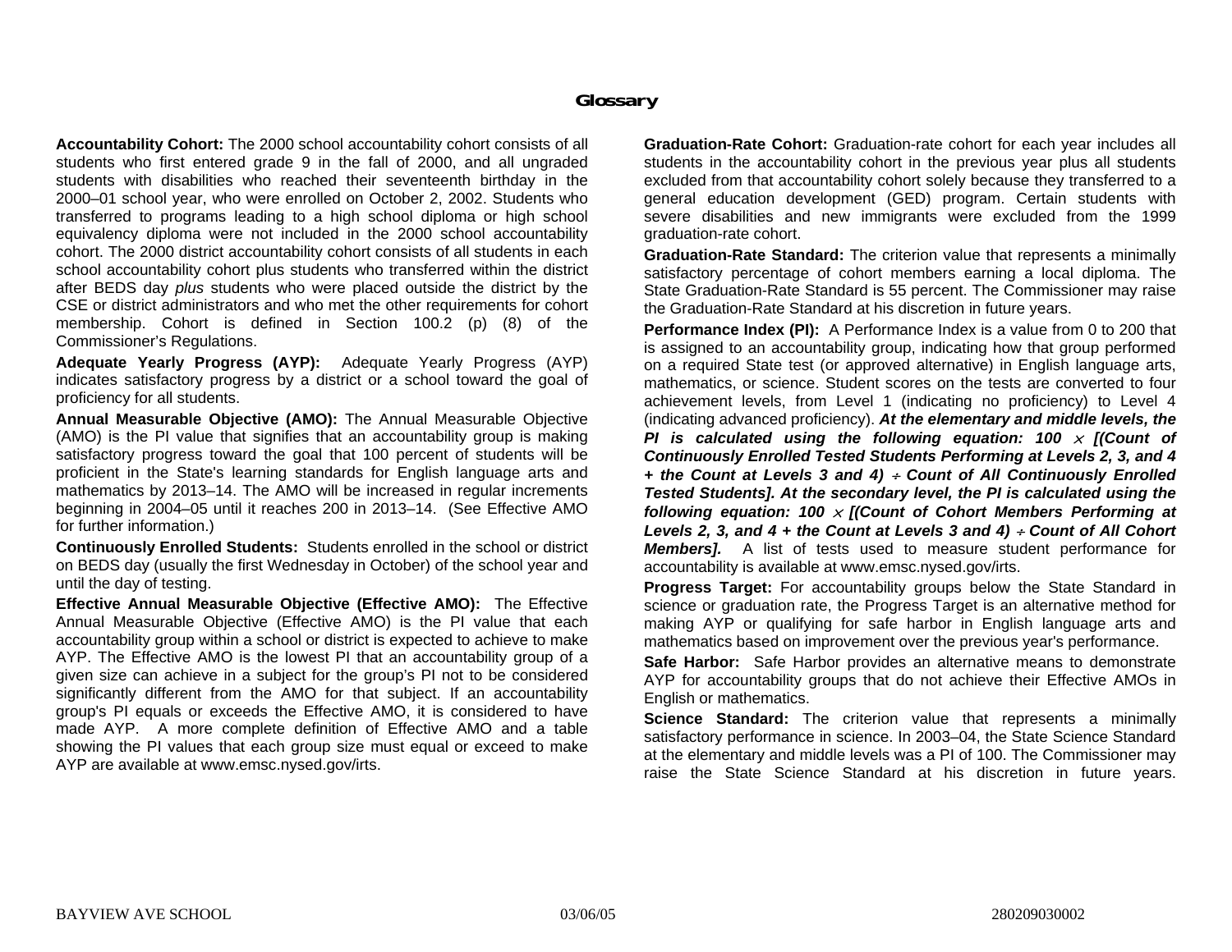# Glossary

**Accountability Cohort:** The 2000 school accountability cohort consists of all students who first entered grade 9 in the fall of 2000, and all ungraded students with disabilities who reached their seventeenth birthday in the 2000–01 school year, who were enrolled on October 2, 2002. Students who transferred to programs leading to a high school diploma or high school equivalency diploma were not included in the 2000 school accountability cohort. The 2000 district accountability cohort consists of all students in each school accountability cohort plus students who transferred within the district after BEDS day *plus* students who were placed outside the district by the CSE or district administrators and who met the other requirements for cohort membership. Cohort is defined in Section 100.2 (p) (8) of the Commissioner's Regulations.

**Adequate Yearly Progress (AYP):** Adequate Yearly Progress (AYP) indicates satisfactory progress by a district or a school toward the goal of proficiency for all students.

**Annual Measurable Objective (AMO):** The Annual Measurable Objective (AMO) is the PI value that signifies that an accountability group is making satisfactory progress toward the goal that 100 percent of students will be proficient in the State's learning standards for English language arts and mathematics by 2013–14. The AMO will be increased in regular increments beginning in 2004–05 until it reaches 200 in 2013–14. (See Effective AMO for further information.)

**Continuously Enrolled Students:** Students enrolled in the school or district on BEDS day (usually the first Wednesday in October) of the school year and until the day of testing.

**Effective Annual Measurable Objective (Effective AMO):** The Effective Annual Measurable Objective (Effective AMO) is the PI value that each accountability group within a school or district is expected to achieve to make AYP. The Effective AMO is the lowest PI that an accountability group of a given size can achieve in a subject for the group's PI not to be considered significantly different from the AMO for that subject. If an accountability group's PI equals or exceeds the Effective AMO, it is considered to have made AYP. A more complete definition of Effective AMO and a table showing the PI values that each group size must equal or exceed to make AYP are available at www.emsc.nysed.gov/irts.

**Graduation-Rate Cohort:** Graduation-rate cohort for each year includes all students in the accountability cohort in the previous year plus all students excluded from that accountability cohort solely because they transferred to a general education development (GED) program. Certain students with severe disabilities and new immigrants were excluded from the 1999 graduation-rate cohort.

**Graduation-Rate Standard:** The criterion value that represents a minimally satisfactory percentage of cohort members earning a local diploma. The State Graduation-Rate Standard is 55 percent. The Commissioner may raise the Graduation-Rate Standard at his discretion in future years.

**Performance Index (PI):** A Performance Index is a value from 0 to 200 that is assigned to an accountability group, indicating how that group performed on a required State test (or approved alternative) in English language arts, mathematics, or science. Student scores on the tests are converted to four achievement levels, from Level 1 (indicating no proficiency) to Level 4 (indicating advanced proficiency). ***At the elementary and middle levels, the PI is calculated using the following equation: 100 × [(Count of Continuously Enrolled Tested Students Performing at Levels 2, 3, and 4 + the Count at Levels 3 and 4) ÷ Count of All Continuously Enrolled Tested Students]. At the secondary level, the PI is calculated using the following equation: 100 × [(Count of Cohort Members Performing at Levels 2, 3, and 4 + the Count at Levels 3 and 4) ÷ Count of All Cohort Members].*** A list of tests used to measure student performance for accountability is available at www.emsc.nysed.gov/irts.

**Progress Target:** For accountability groups below the State Standard in science or graduation rate, the Progress Target is an alternative method for making AYP or qualifying for safe harbor in English language arts and mathematics based on improvement over the previous year's performance.

**Safe Harbor:** Safe Harbor provides an alternative means to demonstrate AYP for accountability groups that do not achieve their Effective AMOs in English or mathematics.

**Science Standard:** The criterion value that represents a minimally satisfactory performance in science. In 2003–04, the State Science Standard at the elementary and middle levels was a PI of 100. The Commissioner may raise the State Science Standard at his discretion in future years.